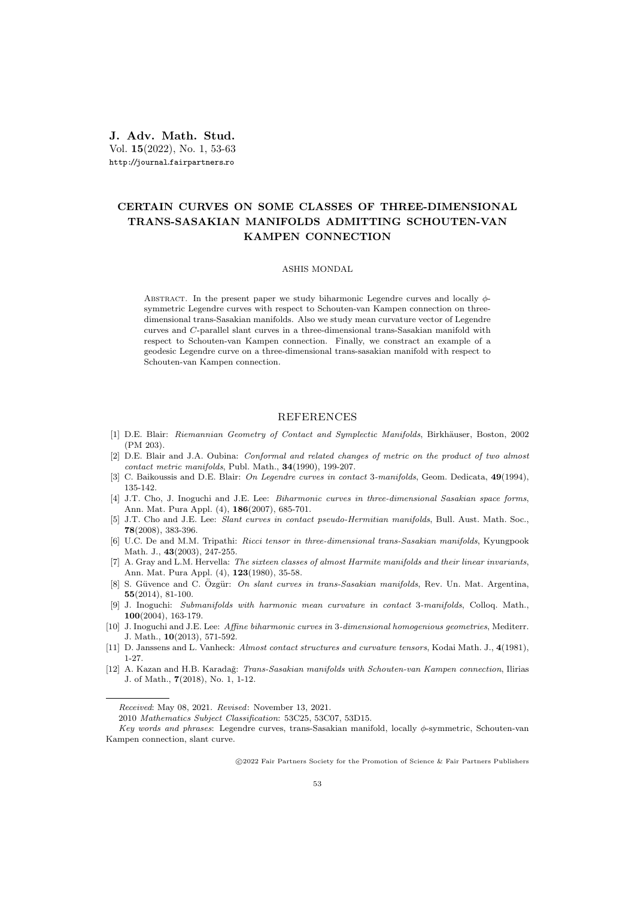**J. Adv. Math. Stud.**
Vol. **15**(2022), No. 1, 53-63
http://journal.fairpartners.ro

# CERTAIN CURVES ON SOME CLASSES OF THREE-DIMENSIONAL TRANS-SASAKIAN MANIFOLDS ADMITTING SCHOUTEN-VAN KAMPEN CONNECTION

ASHIS MONDAL

Abstract. In the present paper we study biharmonic Legendre curves and locally $\phi$-symmetric Legendre curves with respect to Schouten-van Kampen connection on three-dimensional trans-Sasakian manifolds. Also we study mean curvature vector of Legendre curves and $C$-parallel slant curves in a three-dimensional trans-Sasakian manifold with respect to Schouten-van Kampen connection. Finally, we constract an example of a geodesic Legendre curve on a three-dimensional trans-sasakian manifold with respect to Schouten-van Kampen connection.

## REFERENCES

[1] D.E. Blair: *Riemannian Geometry of Contact and Symplectic Manifolds*, Birkhäuser, Boston, 2002 (PM 203).

[2] D.E. Blair and J.A. Oubina: *Conformal and related changes of metric on the product of two almost contact metric manifolds*, Publ. Math., **34**(1990), 199-207.

[3] C. Baikoussis and D.E. Blair: *On Legendre curves in contact 3-manifolds*, Geom. Dedicata, **49**(1994), 135-142.

[4] J.T. Cho, J. Inoguchi and J.E. Lee: *Biharmonic curves in three-dimensional Sasakian space forms*, Ann. Mat. Pura Appl. (4), **186**(2007), 685-701.

[5] J.T. Cho and J.E. Lee: *Slant curves in contact pseudo-Hermitian manifolds*, Bull. Aust. Math. Soc., **78**(2008), 383-396.

[6] U.C. De and M.M. Tripathi: *Ricci tensor in three-dimensional trans-Sasakian manifolds*, Kyungpook Math. J., **43**(2003), 247-255.

[7] A. Gray and L.M. Hervella: *The sixteen classes of almost Harmite manifolds and their linear invariants*, Ann. Mat. Pura Appl. (4), **123**(1980), 35-58.

[8] S. Güvence and C. Özgür: *On slant curves in trans-Sasakian manifolds*, Rev. Un. Mat. Argentina, **55**(2014), 81-100.

[9] J. Inoguchi: *Submanifolds with harmonic mean curvature in contact 3-manifolds*, Colloq. Math., **100**(2004), 163-179.

[10] J. Inoguchi and J.E. Lee: *Affine biharmonic curves in 3-dimensional homogenious geometries*, Mediterr. J. Math., **10**(2013), 571-592.

[11] D. Janssens and L. Vanheck: *Almost contact structures and curvature tensors*, Kodai Math. J., **4**(1981), 1-27.

[12] A. Kazan and H.B. Karadağ: *Trans-Sasakian manifolds with Schouten-van Kampen connection*, Ilirias J. of Math., **7**(2018), No. 1, 1-12.

---

*Received*: May 08, 2021. *Revised*: November 13, 2021.

2010 *Mathematics Subject Classification*: 53C25, 53C07, 53D15.

*Key words and phrases*: Legendre curves, trans-Sasakian manifold, locally $\phi$-symmetric, Schouten-van Kampen connection, slant curve.

©2022 Fair Partners Society for the Promotion of Science & Fair Partners Publishers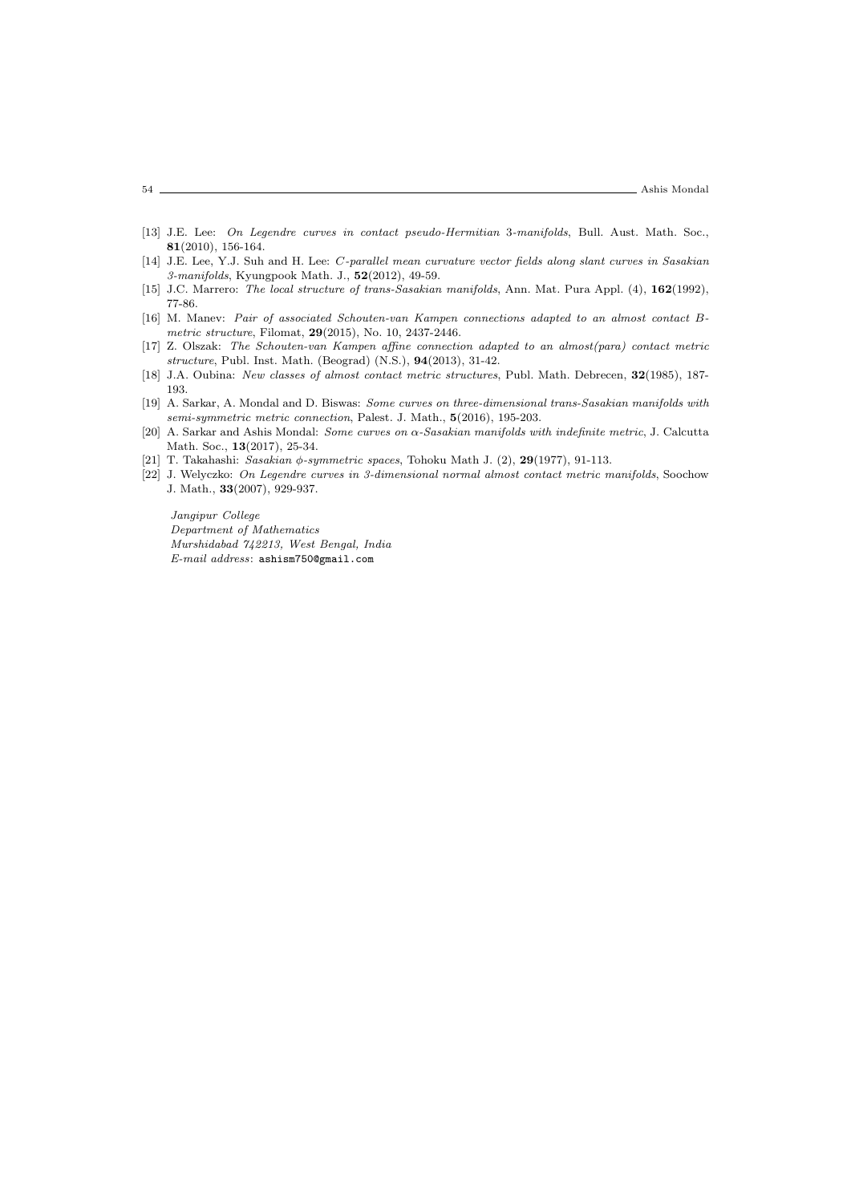[13] J.E. Lee: *On Legendre curves in contact pseudo-Hermitian 3-manifolds*, Bull. Aust. Math. Soc., **81**(2010), 156-164.

[14] J.E. Lee, Y.J. Suh and H. Lee: *C-parallel mean curvature vector fields along slant curves in Sasakian 3-manifolds*, Kyungpook Math. J., **52**(2012), 49-59.

[15] J.C. Marrero: *The local structure of trans-Sasakian manifolds*, Ann. Mat. Pura Appl. (4), **162**(1992), 77-86.

[16] M. Manev: *Pair of associated Schouten-van Kampen connections adapted to an almost contact B-metric structure*, Filomat, **29**(2015), No. 10, 2437-2446.

[17] Z. Olszak: *The Schouten-van Kampen affine connection adapted to an almost(para) contact metric structure*, Publ. Inst. Math. (Beograd) (N.S.), **94**(2013), 31-42.

[18] J.A. Oubina: *New classes of almost contact metric structures*, Publ. Math. Debrecen, **32**(1985), 187-193.

[19] A. Sarkar, A. Mondal and D. Biswas: *Some curves on three-dimensional trans-Sasakian manifolds with semi-symmetric metric connection*, Palest. J. Math., **5**(2016), 195-203.

[20] A. Sarkar and Ashis Mondal: *Some curves on $\alpha$-Sasakian manifolds with indefinite metric*, J. Calcutta Math. Soc., **13**(2017), 25-34.

[21] T. Takahashi: *Sasakian $\phi$-symmetric spaces*, Tohoku Math J. (2), **29**(1977), 91-113.

[22] J. Welyczko: *On Legendre curves in 3-dimensional normal almost contact metric manifolds*, Soochow J. Math., **33**(2007), 929-937.

*Jangipur College*
*Department of Mathematics*
*Murshidabad 742213, West Bengal, India*
*E-mail address*: ashism750@gmail.com